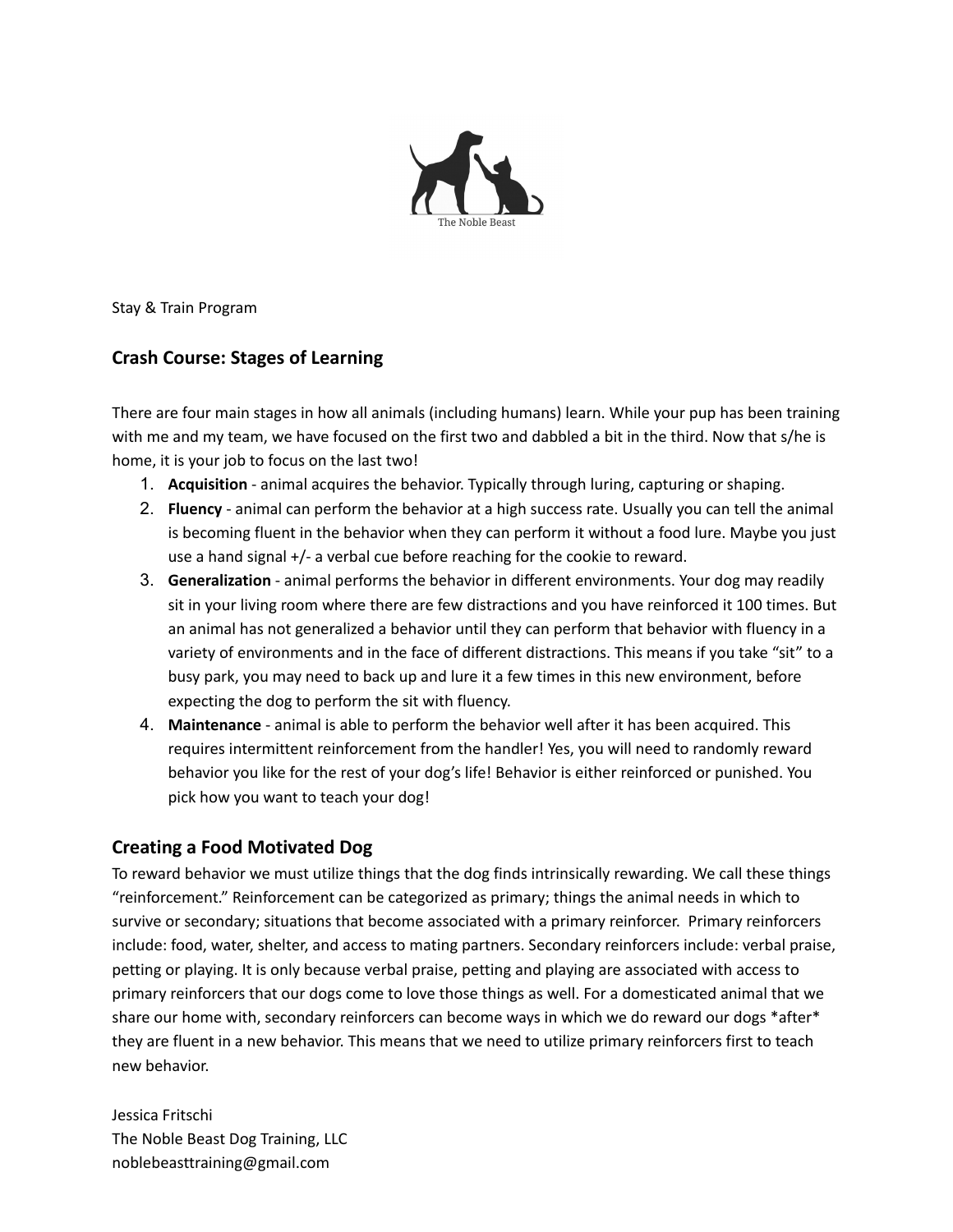Stay & Train Program

## Crash Course: Stages of Learning

There are four main stages in how all animals (including humans) learn. While your pup has been training with me and my team, we have focused on the first two and dabbled a bit in the third. Now that s/he is home, it is your job to focus on the last two!

1. **Acquisition** - animal acquires the behavior. Typically through luring, capturing or shaping.
2. **Fluency** - animal can perform the behavior at a high success rate. Usually you can tell the animal is becoming fluent in the behavior when they can perform it without a food lure. Maybe you just use a hand signal +/- a verbal cue before reaching for the cookie to reward.
3. **Generalization** - animal performs the behavior in different environments. Your dog may readily sit in your living room where there are few distractions and you have reinforced it 100 times. But an animal has not generalized a behavior until they can perform that behavior with fluency in a variety of environments and in the face of different distractions. This means if you take "sit" to a busy park, you may need to back up and lure it a few times in this new environment, before expecting the dog to perform the sit with fluency.
4. **Maintenance** - animal is able to perform the behavior well after it has been acquired. This requires intermittent reinforcement from the handler! Yes, you will need to randomly reward behavior you like for the rest of your dog's life! Behavior is either reinforced or punished. You pick how you want to teach your dog!

## Creating a Food Motivated Dog

To reward behavior we must utilize things that the dog finds intrinsically rewarding. We call these things "reinforcement." Reinforcement can be categorized as primary; things the animal needs in which to survive or secondary; situations that become associated with a primary reinforcer. Primary reinforcers include: food, water, shelter, and access to mating partners. Secondary reinforcers include: verbal praise, petting or playing. It is only because verbal praise, petting and playing are associated with access to primary reinforcers that our dogs come to love those things as well. For a domesticated animal that we share our home with, secondary reinforcers can become ways in which we do reward our dogs *after* they are fluent in a new behavior. This means that we need to utilize primary reinforcers first to teach new behavior.

Jessica Fritschi
The Noble Beast Dog Training, LLC
noblebeasttraining@gmail.com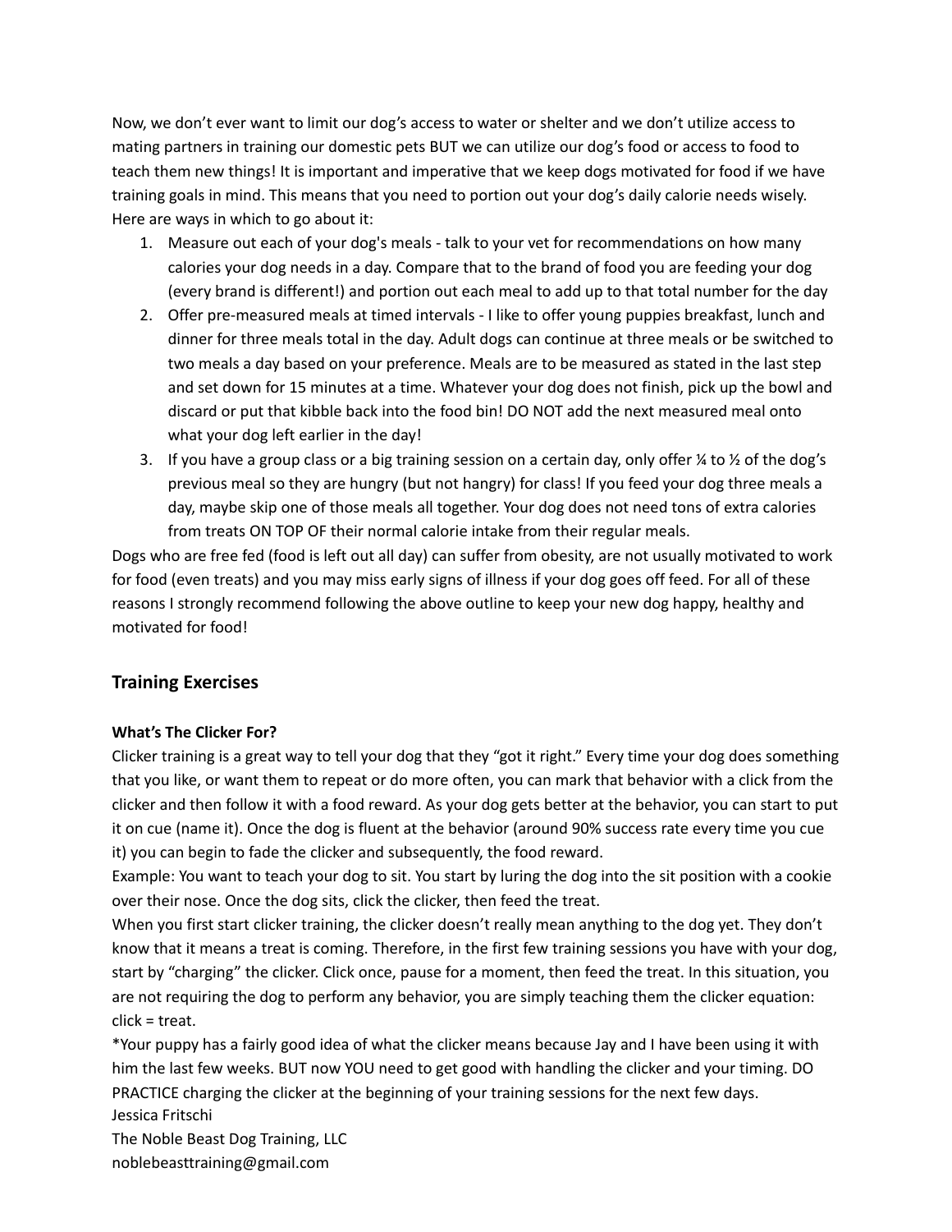Now, we don't ever want to limit our dog's access to water or shelter and we don't utilize access to mating partners in training our domestic pets BUT we can utilize our dog's food or access to food to teach them new things! It is important and imperative that we keep dogs motivated for food if we have training goals in mind. This means that you need to portion out your dog's daily calorie needs wisely. Here are ways in which to go about it:

1. Measure out each of your dog's meals - talk to your vet for recommendations on how many calories your dog needs in a day. Compare that to the brand of food you are feeding your dog (every brand is different!) and portion out each meal to add up to that total number for the day
2. Offer pre-measured meals at timed intervals - I like to offer young puppies breakfast, lunch and dinner for three meals total in the day. Adult dogs can continue at three meals or be switched to two meals a day based on your preference. Meals are to be measured as stated in the last step and set down for 15 minutes at a time. Whatever your dog does not finish, pick up the bowl and discard or put that kibble back into the food bin! DO NOT add the next measured meal onto what your dog left earlier in the day!
3. If you have a group class or a big training session on a certain day, only offer ¼ to ½ of the dog's previous meal so they are hungry (but not hangry) for class! If you feed your dog three meals a day, maybe skip one of those meals all together. Your dog does not need tons of extra calories from treats ON TOP OF their normal calorie intake from their regular meals.

Dogs who are free fed (food is left out all day) can suffer from obesity, are not usually motivated to work for food (even treats) and you may miss early signs of illness if your dog goes off feed. For all of these reasons I strongly recommend following the above outline to keep your new dog happy, healthy and motivated for food!

## Training Exercises

**What's The Clicker For?**

Clicker training is a great way to tell your dog that they "got it right." Every time your dog does something that you like, or want them to repeat or do more often, you can mark that behavior with a click from the clicker and then follow it with a food reward. As your dog gets better at the behavior, you can start to put it on cue (name it). Once the dog is fluent at the behavior (around 90% success rate every time you cue it) you can begin to fade the clicker and subsequently, the food reward.

Example: You want to teach your dog to sit. You start by luring the dog into the sit position with a cookie over their nose. Once the dog sits, click the clicker, then feed the treat.

When you first start clicker training, the clicker doesn't really mean anything to the dog yet. They don't know that it means a treat is coming. Therefore, in the first few training sessions you have with your dog, start by "charging" the clicker. Click once, pause for a moment, then feed the treat. In this situation, you are not requiring the dog to perform any behavior, you are simply teaching them the clicker equation: click = treat.

*Your puppy has a fairly good idea of what the clicker means because Jay and I have been using it with him the last few weeks. BUT now YOU need to get good with handling the clicker and your timing. DO PRACTICE charging the clicker at the beginning of your training sessions for the next few days.

Jessica Fritschi
The Noble Beast Dog Training, LLC
noblebeasttraining@gmail.com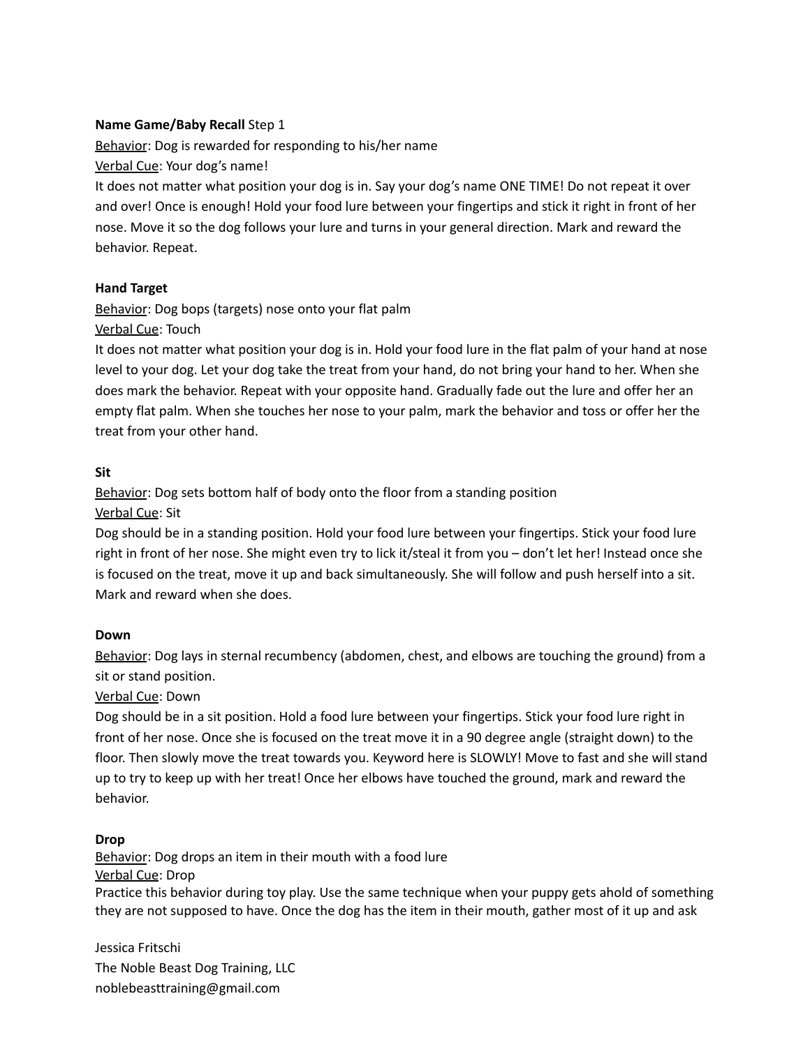**Name Game/Baby Recall** Step 1

Behavior: Dog is rewarded for responding to his/her name

Verbal Cue: Your dog's name!

It does not matter what position your dog is in. Say your dog's name ONE TIME! Do not repeat it over and over! Once is enough! Hold your food lure between your fingertips and stick it right in front of her nose. Move it so the dog follows your lure and turns in your general direction. Mark and reward the behavior. Repeat.

**Hand Target**

Behavior: Dog bops (targets) nose onto your flat palm

Verbal Cue: Touch

It does not matter what position your dog is in. Hold your food lure in the flat palm of your hand at nose level to your dog. Let your dog take the treat from your hand, do not bring your hand to her. When she does mark the behavior. Repeat with your opposite hand. Gradually fade out the lure and offer her an empty flat palm. When she touches her nose to your palm, mark the behavior and toss or offer her the treat from your other hand.

**Sit**

Behavior: Dog sets bottom half of body onto the floor from a standing position

Verbal Cue: Sit

Dog should be in a standing position. Hold your food lure between your fingertips. Stick your food lure right in front of her nose. She might even try to lick it/steal it from you – don't let her! Instead once she is focused on the treat, move it up and back simultaneously. She will follow and push herself into a sit. Mark and reward when she does.

**Down**

Behavior: Dog lays in sternal recumbency (abdomen, chest, and elbows are touching the ground) from a sit or stand position.

Verbal Cue: Down

Dog should be in a sit position. Hold a food lure between your fingertips. Stick your food lure right in front of her nose. Once she is focused on the treat move it in a 90 degree angle (straight down) to the floor. Then slowly move the treat towards you. Keyword here is SLOWLY! Move to fast and she will stand up to try to keep up with her treat! Once her elbows have touched the ground, mark and reward the behavior.

**Drop**

Behavior: Dog drops an item in their mouth with a food lure

Verbal Cue: Drop

Practice this behavior during toy play. Use the same technique when your puppy gets ahold of something they are not supposed to have. Once the dog has the item in their mouth, gather most of it up and ask

Jessica Fritschi
The Noble Beast Dog Training, LLC
noblebeasttraining@gmail.com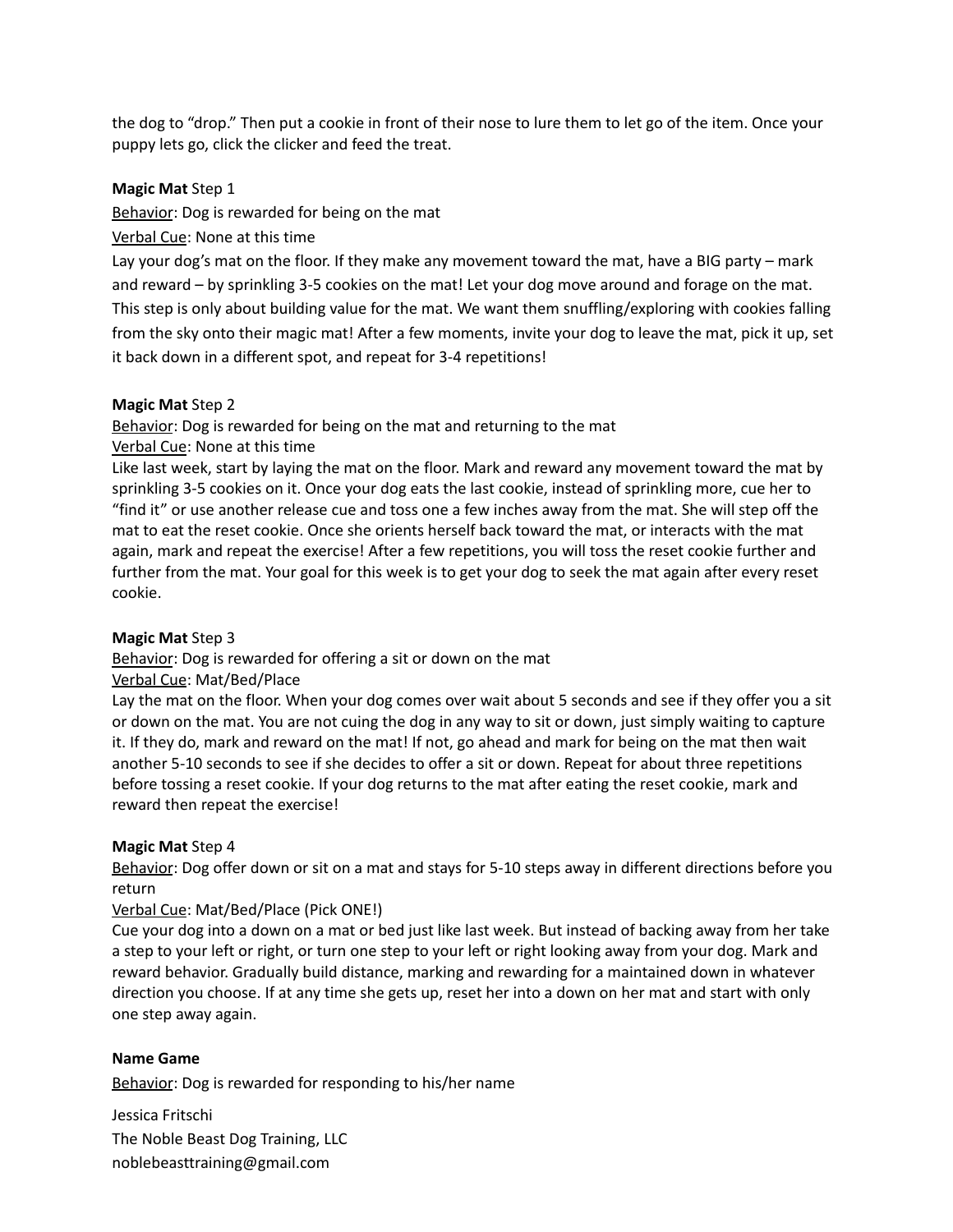the dog to "drop." Then put a cookie in front of their nose to lure them to let go of the item. Once your puppy lets go, click the clicker and feed the treat.

**Magic Mat** Step 1

Behavior: Dog is rewarded for being on the mat

Verbal Cue: None at this time

Lay your dog's mat on the floor. If they make any movement toward the mat, have a BIG party – mark and reward – by sprinkling 3-5 cookies on the mat! Let your dog move around and forage on the mat. This step is only about building value for the mat. We want them snuffling/exploring with cookies falling from the sky onto their magic mat! After a few moments, invite your dog to leave the mat, pick it up, set it back down in a different spot, and repeat for 3-4 repetitions!

**Magic Mat** Step 2

Behavior: Dog is rewarded for being on the mat and returning to the mat

Verbal Cue: None at this time

Like last week, start by laying the mat on the floor. Mark and reward any movement toward the mat by sprinkling 3-5 cookies on it. Once your dog eats the last cookie, instead of sprinkling more, cue her to "find it" or use another release cue and toss one a few inches away from the mat. She will step off the mat to eat the reset cookie. Once she orients herself back toward the mat, or interacts with the mat again, mark and repeat the exercise! After a few repetitions, you will toss the reset cookie further and further from the mat. Your goal for this week is to get your dog to seek the mat again after every reset cookie.

**Magic Mat** Step 3

Behavior: Dog is rewarded for offering a sit or down on the mat

Verbal Cue: Mat/Bed/Place

Lay the mat on the floor. When your dog comes over wait about 5 seconds and see if they offer you a sit or down on the mat. You are not cuing the dog in any way to sit or down, just simply waiting to capture it. If they do, mark and reward on the mat! If not, go ahead and mark for being on the mat then wait another 5-10 seconds to see if she decides to offer a sit or down. Repeat for about three repetitions before tossing a reset cookie. If your dog returns to the mat after eating the reset cookie, mark and reward then repeat the exercise!

**Magic Mat** Step 4

Behavior: Dog offer down or sit on a mat and stays for 5-10 steps away in different directions before you return

Verbal Cue: Mat/Bed/Place (Pick ONE!)

Cue your dog into a down on a mat or bed just like last week. But instead of backing away from her take a step to your left or right, or turn one step to your left or right looking away from your dog. Mark and reward behavior. Gradually build distance, marking and rewarding for a maintained down in whatever direction you choose. If at any time she gets up, reset her into a down on her mat and start with only one step away again.

**Name Game**

Behavior: Dog is rewarded for responding to his/her name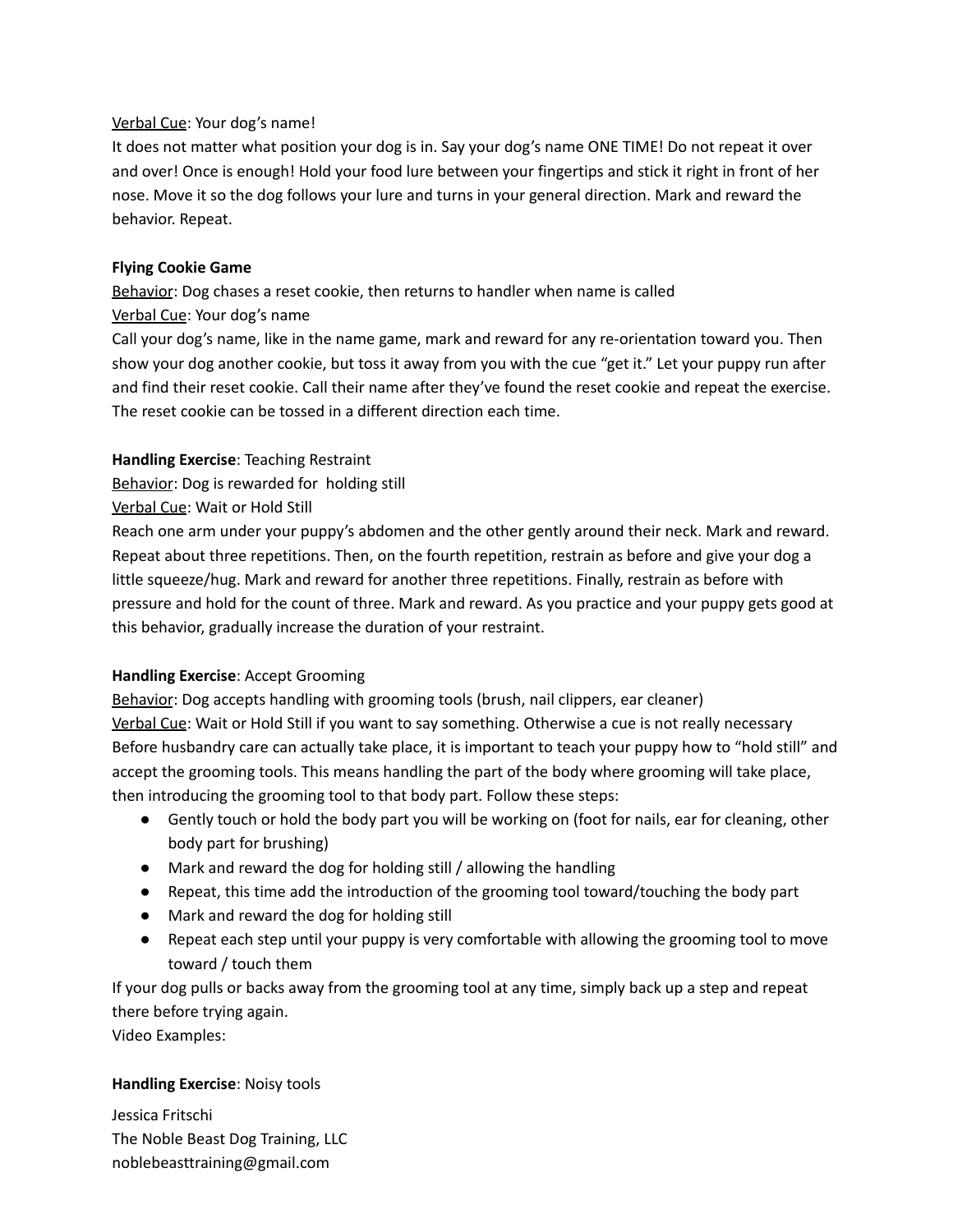<u>Verbal Cue</u>: Your dog's name!

It does not matter what position your dog is in. Say your dog's name ONE TIME! Do not repeat it over and over! Once is enough! Hold your food lure between your fingertips and stick it right in front of her nose. Move it so the dog follows your lure and turns in your general direction. Mark and reward the behavior. Repeat.

**Flying Cookie Game**

<u>Behavior</u>: Dog chases a reset cookie, then returns to handler when name is called

<u>Verbal Cue</u>: Your dog's name

Call your dog's name, like in the name game, mark and reward for any re-orientation toward you. Then show your dog another cookie, but toss it away from you with the cue "get it." Let your puppy run after and find their reset cookie. Call their name after they've found the reset cookie and repeat the exercise. The reset cookie can be tossed in a different direction each time.

**Handling Exercise**: Teaching Restraint

<u>Behavior</u>: Dog is rewarded for holding still

<u>Verbal Cue</u>: Wait or Hold Still

Reach one arm under your puppy's abdomen and the other gently around their neck. Mark and reward. Repeat about three repetitions. Then, on the fourth repetition, restrain as before and give your dog a little squeeze/hug. Mark and reward for another three repetitions. Finally, restrain as before with pressure and hold for the count of three. Mark and reward. As you practice and your puppy gets good at this behavior, gradually increase the duration of your restraint.

**Handling Exercise**: Accept Grooming

<u>Behavior</u>: Dog accepts handling with grooming tools (brush, nail clippers, ear cleaner)

<u>Verbal Cue</u>: Wait or Hold Still if you want to say something. Otherwise a cue is not really necessary

Before husbandry care can actually take place, it is important to teach your puppy how to "hold still" and accept the grooming tools. This means handling the part of the body where grooming will take place, then introducing the grooming tool to that body part. Follow these steps:

- Gently touch or hold the body part you will be working on (foot for nails, ear for cleaning, other body part for brushing)
- Mark and reward the dog for holding still / allowing the handling
- Repeat, this time add the introduction of the grooming tool toward/touching the body part
- Mark and reward the dog for holding still
- Repeat each step until your puppy is very comfortable with allowing the grooming tool to move toward / touch them

If your dog pulls or backs away from the grooming tool at any time, simply back up a step and repeat there before trying again.

Video Examples:

**Handling Exercise**: Noisy tools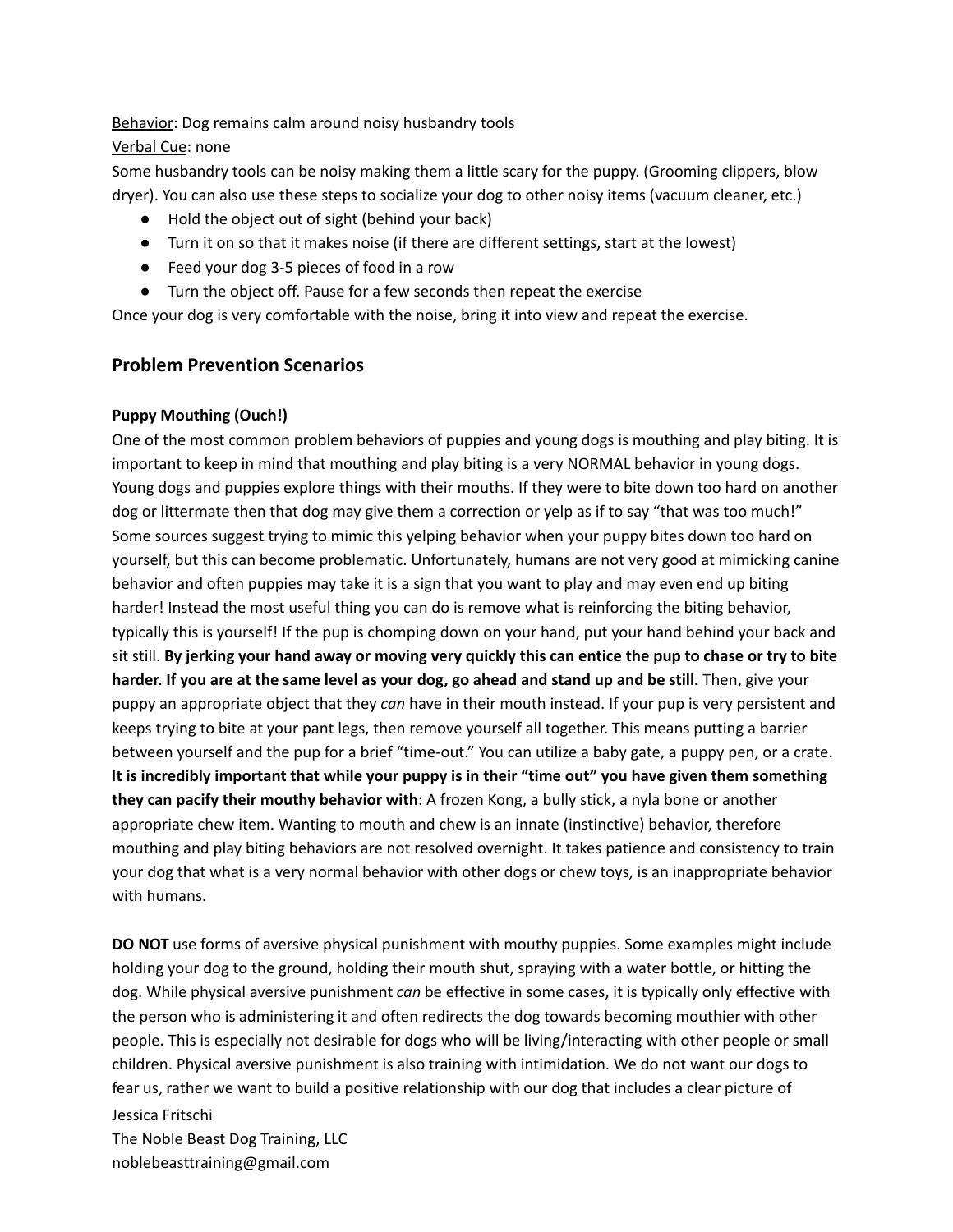<u>Behavior</u>: Dog remains calm around noisy husbandry tools

<u>Verbal Cue</u>: none

Some husbandry tools can be noisy making them a little scary for the puppy. (Grooming clippers, blow dryer). You can also use these steps to socialize your dog to other noisy items (vacuum cleaner, etc.)

- Hold the object out of sight (behind your back)
- Turn it on so that it makes noise (if there are different settings, start at the lowest)
- Feed your dog 3-5 pieces of food in a row
- Turn the object off. Pause for a few seconds then repeat the exercise

Once your dog is very comfortable with the noise, bring it into view and repeat the exercise.

## Problem Prevention Scenarios

**Puppy Mouthing (Ouch!)**

One of the most common problem behaviors of puppies and young dogs is mouthing and play biting. It is important to keep in mind that mouthing and play biting is a very NORMAL behavior in young dogs. Young dogs and puppies explore things with their mouths. If they were to bite down too hard on another dog or littermate then that dog may give them a correction or yelp as if to say "that was too much!" Some sources suggest trying to mimic this yelping behavior when your puppy bites down too hard on yourself, but this can become problematic. Unfortunately, humans are not very good at mimicking canine behavior and often puppies may take it is a sign that you want to play and may even end up biting harder! Instead the most useful thing you can do is remove what is reinforcing the biting behavior, typically this is yourself! If the pup is chomping down on your hand, put your hand behind your back and sit still. **By jerking your hand away or moving very quickly this can entice the pup to chase or try to bite harder. If you are at the same level as your dog, go ahead and stand up and be still.** Then, give your puppy an appropriate object that they *can* have in their mouth instead. If your pup is very persistent and keeps trying to bite at your pant legs, then remove yourself all together. This means putting a barrier between yourself and the pup for a brief "time-out." You can utilize a baby gate, a puppy pen, or a crate. I**t is incredibly important that while your puppy is in their "time out" you have given them something they can pacify their mouthy behavior with**: A frozen Kong, a bully stick, a nyla bone or another appropriate chew item. Wanting to mouth and chew is an innate (instinctive) behavior, therefore mouthing and play biting behaviors are not resolved overnight. It takes patience and consistency to train your dog that what is a very normal behavior with other dogs or chew toys, is an inappropriate behavior with humans.

**DO NOT** use forms of aversive physical punishment with mouthy puppies. Some examples might include holding your dog to the ground, holding their mouth shut, spraying with a water bottle, or hitting the dog. While physical aversive punishment *can* be effective in some cases, it is typically only effective with the person who is administering it and often redirects the dog towards becoming mouthier with other people. This is especially not desirable for dogs who will be living/interacting with other people or small children. Physical aversive punishment is also training with intimidation. We do not want our dogs to fear us, rather we want to build a positive relationship with our dog that includes a clear picture of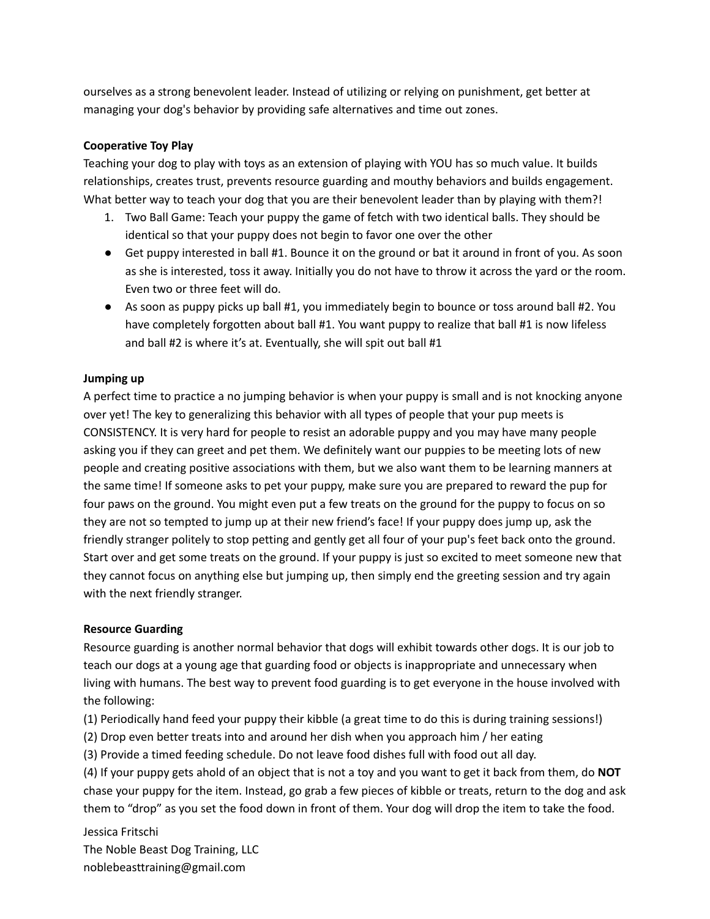ourselves as a strong benevolent leader. Instead of utilizing or relying on punishment, get better at managing your dog's behavior by providing safe alternatives and time out zones.

**Cooperative Toy Play**

Teaching your dog to play with toys as an extension of playing with YOU has so much value. It builds relationships, creates trust, prevents resource guarding and mouthy behaviors and builds engagement. What better way to teach your dog that you are their benevolent leader than by playing with them?!

1. Two Ball Game: Teach your puppy the game of fetch with two identical balls. They should be identical so that your puppy does not begin to favor one over the other

- Get puppy interested in ball #1. Bounce it on the ground or bat it around in front of you. As soon as she is interested, toss it away. Initially you do not have to throw it across the yard or the room. Even two or three feet will do.
- As soon as puppy picks up ball #1, you immediately begin to bounce or toss around ball #2. You have completely forgotten about ball #1. You want puppy to realize that ball #1 is now lifeless and ball #2 is where it's at. Eventually, she will spit out ball #1

**Jumping up**

A perfect time to practice a no jumping behavior is when your puppy is small and is not knocking anyone over yet! The key to generalizing this behavior with all types of people that your pup meets is CONSISTENCY. It is very hard for people to resist an adorable puppy and you may have many people asking you if they can greet and pet them. We definitely want our puppies to be meeting lots of new people and creating positive associations with them, but we also want them to be learning manners at the same time! If someone asks to pet your puppy, make sure you are prepared to reward the pup for four paws on the ground. You might even put a few treats on the ground for the puppy to focus on so they are not so tempted to jump up at their new friend's face! If your puppy does jump up, ask the friendly stranger politely to stop petting and gently get all four of your pup's feet back onto the ground. Start over and get some treats on the ground. If your puppy is just so excited to meet someone new that they cannot focus on anything else but jumping up, then simply end the greeting session and try again with the next friendly stranger.

**Resource Guarding**

Resource guarding is another normal behavior that dogs will exhibit towards other dogs. It is our job to teach our dogs at a young age that guarding food or objects is inappropriate and unnecessary when living with humans. The best way to prevent food guarding is to get everyone in the house involved with the following:

(1) Periodically hand feed your puppy their kibble (a great time to do this is during training sessions!)
(2) Drop even better treats into and around her dish when you approach him / her eating
(3) Provide a timed feeding schedule. Do not leave food dishes full with food out all day.
(4) If your puppy gets ahold of an object that is not a toy and you want to get it back from them, do **NOT** chase your puppy for the item. Instead, go grab a few pieces of kibble or treats, return to the dog and ask them to "drop" as you set the food down in front of them. Your dog will drop the item to take the food.

Jessica Fritschi
The Noble Beast Dog Training, LLC
noblebeasttraining@gmail.com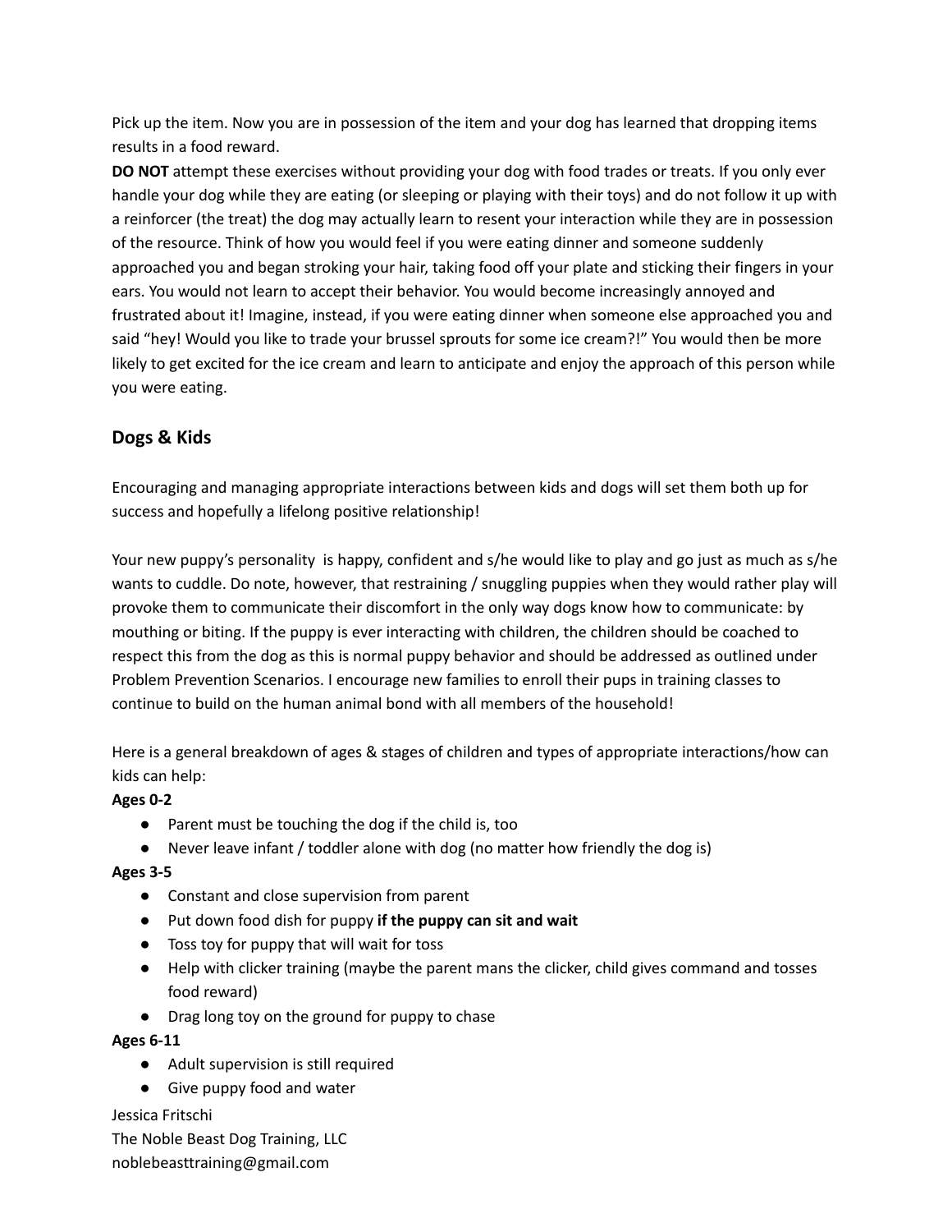Pick up the item. Now you are in possession of the item and your dog has learned that dropping items results in a food reward.

**DO NOT** attempt these exercises without providing your dog with food trades or treats. If you only ever handle your dog while they are eating (or sleeping or playing with their toys) and do not follow it up with a reinforcer (the treat) the dog may actually learn to resent your interaction while they are in possession of the resource. Think of how you would feel if you were eating dinner and someone suddenly approached you and began stroking your hair, taking food off your plate and sticking their fingers in your ears. You would not learn to accept their behavior. You would become increasingly annoyed and frustrated about it! Imagine, instead, if you were eating dinner when someone else approached you and said "hey! Would you like to trade your brussel sprouts for some ice cream?!" You would then be more likely to get excited for the ice cream and learn to anticipate and enjoy the approach of this person while you were eating.

## Dogs & Kids

Encouraging and managing appropriate interactions between kids and dogs will set them both up for success and hopefully a lifelong positive relationship!

Your new puppy's personality is happy, confident and s/he would like to play and go just as much as s/he wants to cuddle. Do note, however, that restraining / snuggling puppies when they would rather play will provoke them to communicate their discomfort in the only way dogs know how to communicate: by mouthing or biting. If the puppy is ever interacting with children, the children should be coached to respect this from the dog as this is normal puppy behavior and should be addressed as outlined under Problem Prevention Scenarios. I encourage new families to enroll their pups in training classes to continue to build on the human animal bond with all members of the household!

Here is a general breakdown of ages & stages of children and types of appropriate interactions/how can kids can help:

**Ages 0-2**

- Parent must be touching the dog if the child is, too
- Never leave infant / toddler alone with dog (no matter how friendly the dog is)

**Ages 3-5**

- Constant and close supervision from parent
- Put down food dish for puppy **if the puppy can sit and wait**
- Toss toy for puppy that will wait for toss
- Help with clicker training (maybe the parent mans the clicker, child gives command and tosses food reward)
- Drag long toy on the ground for puppy to chase

**Ages 6-11**

- Adult supervision is still required
- Give puppy food and water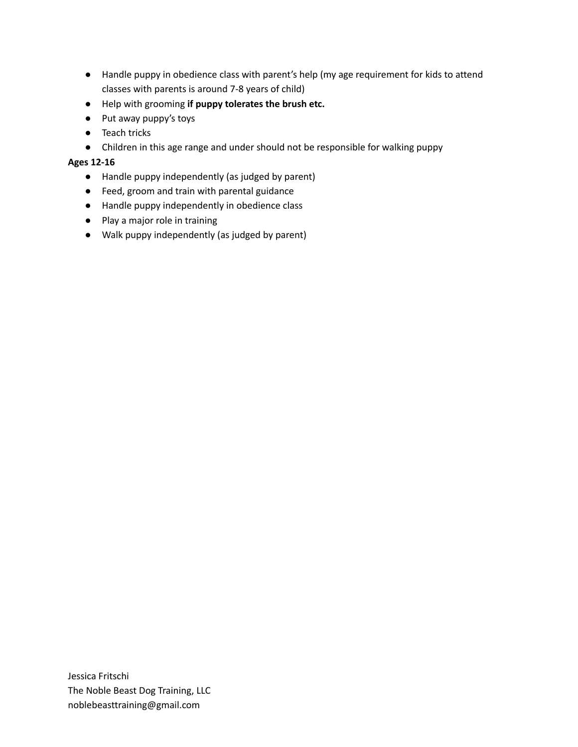- Handle puppy in obedience class with parent's help (my age requirement for kids to attend classes with parents is around 7-8 years of child)
- Help with grooming **if puppy tolerates the brush etc.**
- Put away puppy's toys
- Teach tricks
- Children in this age range and under should not be responsible for walking puppy

**Ages 12-16**

- Handle puppy independently (as judged by parent)
- Feed, groom and train with parental guidance
- Handle puppy independently in obedience class
- Play a major role in training
- Walk puppy independently (as judged by parent)

Jessica Fritschi
The Noble Beast Dog Training, LLC
noblebeasttraining@gmail.com